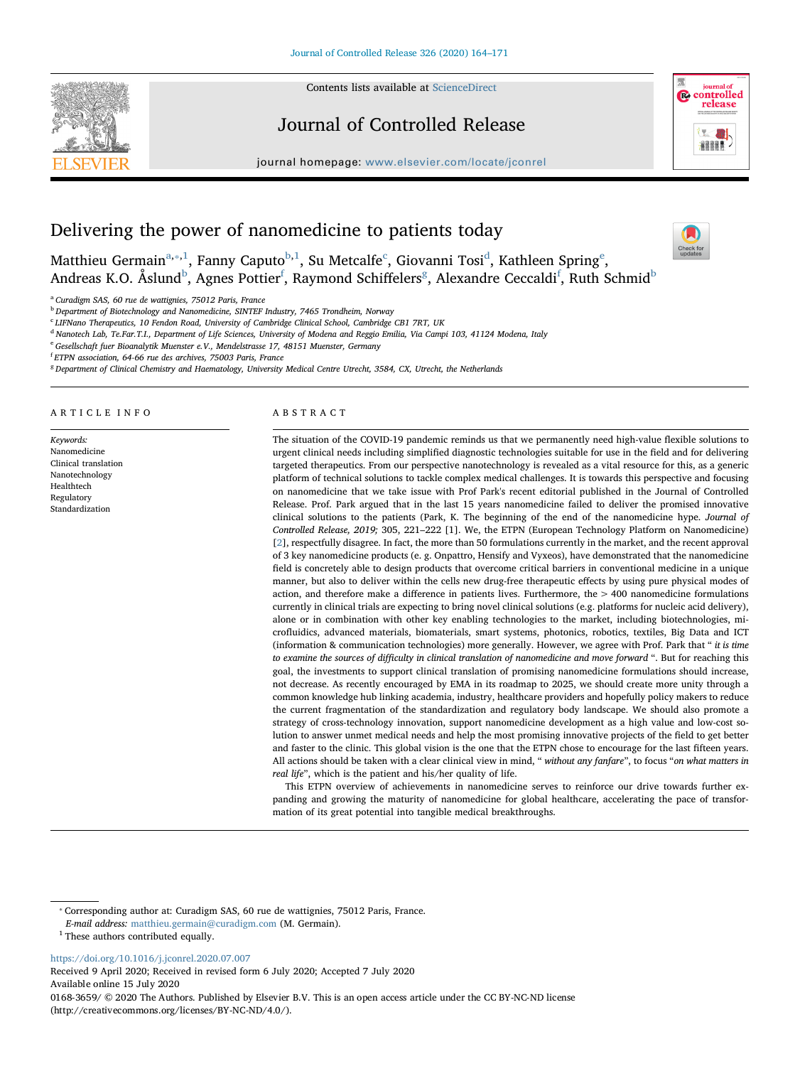# Delivering the power of nanomedicine to patients today

Matthieu Germain[a,*,1], Fanny Caputo[b,1], Su Metcalfe[c], Giovanni Tosi[d], Kathleen Spring[e], Andreas K.O. Åslund[b], Agnes Pottier[f], Raymond Schiffelers[g], Alexandre Ceccaldi[f], Ruth Schmid[b]

[a] Curadigm SAS, 60 rue de wattignies, 75012 Paris, France
[b] Department of Biotechnology and Nanomedicine, SINTEF Industry, 7465 Trondheim, Norway
[c] LIFNano Therapeutics, 10 Fendon Road, University of Cambridge Clinical School, Cambridge CB1 7RT, UK
[d] Nanotech Lab, Te.Far.T.I., Department of Life Sciences, University of Modena and Reggio Emilia, Via Campi 103, 41124 Modena, Italy
[e] Gesellschaft fuer Bioanalytik Muenster e.V., Mendelstrasse 17, 48151 Muenster, Germany
[f] ETPN association, 64-66 rue des archives, 75003 Paris, France
[g] Department of Clinical Chemistry and Haematology, University Medical Centre Utrecht, 3584, CX, Utrecht, the Netherlands

## ARTICLE INFO

*Keywords:*
Nanomedicine
Clinical translation
Nanotechnology
Healthtech
Regulatory
Standardization

## ABSTRACT

The situation of the COVID-19 pandemic reminds us that we permanently need high-value flexible solutions to urgent clinical needs including simplified diagnostic technologies suitable for use in the field and for delivering targeted therapeutics. From our perspective nanotechnology is revealed as a vital resource for this, as a generic platform of technical solutions to tackle complex medical challenges. It is towards this perspective and focusing on nanomedicine that we take issue with Prof Park's recent editorial published in the Journal of Controlled Release. Prof. Park argued that in the last 15 years nanomedicine failed to deliver the promised innovative clinical solutions to the patients (Park, K. The beginning of the end of the nanomedicine hype. *Journal of Controlled Release, 2019;* 305, 221–222 [1]. We, the ETPN (European Technology Platform on Nanomedicine) [2], respectfully disagree. In fact, the more than 50 formulations currently in the market, and the recent approval of 3 key nanomedicine products (e. g. Onpattro, Hensify and Vyxeos), have demonstrated that the nanomedicine field is concretely able to design products that overcome critical barriers in conventional medicine in a unique manner, but also to deliver within the cells new drug-free therapeutic effects by using pure physical modes of action, and therefore make a difference in patients lives. Furthermore, the > 400 nanomedicine formulations currently in clinical trials are expecting to bring novel clinical solutions (e.g. platforms for nucleic acid delivery), alone or in combination with other key enabling technologies to the market, including biotechnologies, microfluidics, advanced materials, biomaterials, smart systems, photonics, robotics, textiles, Big Data and ICT (information & communication technologies) more generally. However, we agree with Prof. Park that " *it is time to examine the sources of difficulty in clinical translation of nanomedicine and move forward* ". But for reaching this goal, the investments to support clinical translation of promising nanomedicine formulations should increase, not decrease. As recently encouraged by EMA in its roadmap to 2025, we should create more unity through a common knowledge hub linking academia, industry, healthcare providers and hopefully policy makers to reduce the current fragmentation of the standardization and regulatory body landscape. We should also promote a strategy of cross-technology innovation, support nanomedicine development as a high value and low-cost solution to answer unmet medical needs and help the most promising innovative projects of the field to get better and faster to the clinic. This global vision is the one that the ETPN chose to encourage for the last fifteen years. All actions should be taken with a clear clinical view in mind, " *without any fanfare*", to focus "*on what matters in real life*", which is the patient and his/her quality of life.

This ETPN overview of achievements in nanomedicine serves to reinforce our drive towards further expanding and growing the maturity of nanomedicine for global healthcare, accelerating the pace of transformation of its great potential into tangible medical breakthroughs.

---

* Corresponding author at: Curadigm SAS, 60 rue de wattignies, 75012 Paris, France.
*E-mail address:* matthieu.germain@curadigm.com (M. Germain).
[1] These authors contributed equally.

https://doi.org/10.1016/j.jconrel.2020.07.007
Received 9 April 2020; Received in revised form 6 July 2020; Accepted 7 July 2020
Available online 15 July 2020
0168-3659/ © 2020 The Authors. Published by Elsevier B.V. This is an open access article under the CC BY-NC-ND license (http://creativecommons.org/licenses/BY-NC-ND/4.0/).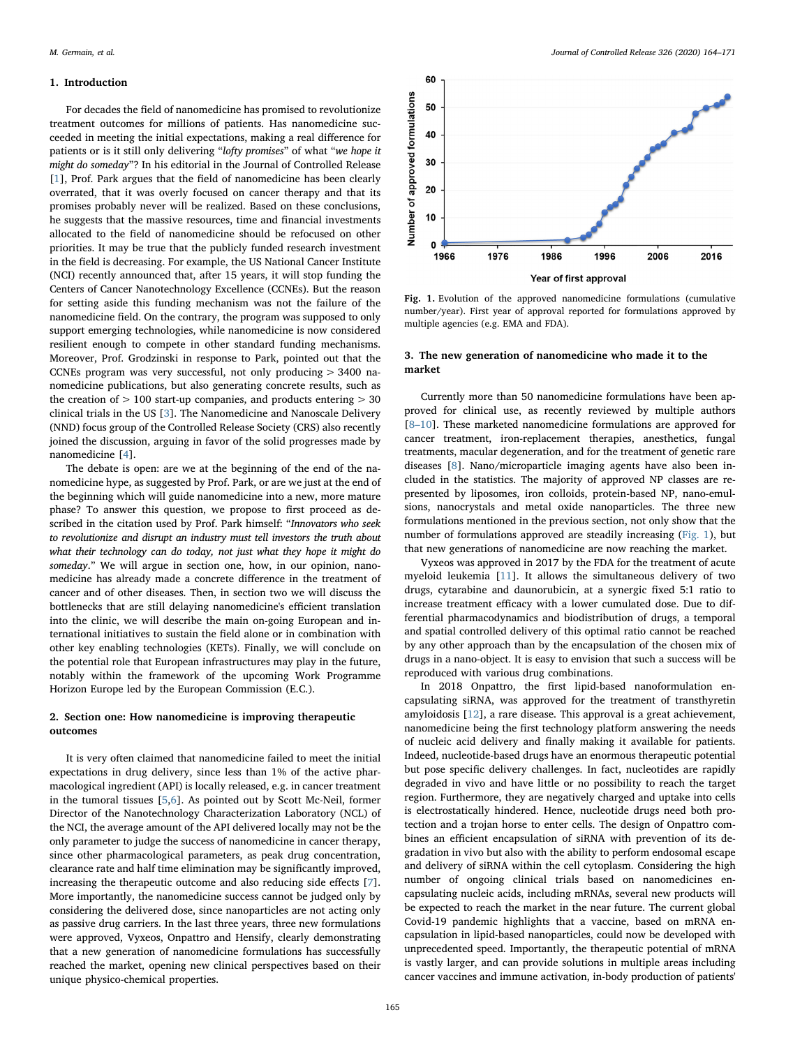## 1. Introduction

For decades the field of nanomedicine has promised to revolutionize treatment outcomes for millions of patients. Has nanomedicine succeeded in meeting the initial expectations, making a real difference for patients or is it still only delivering "*lofty promises*" of what "*we hope it might do someday*"? In his editorial in the Journal of Controlled Release [1], Prof. Park argues that the field of nanomedicine has been clearly overrated, that it was overly focused on cancer therapy and that its promises probably never will be realized. Based on these conclusions, he suggests that the massive resources, time and financial investments allocated to the field of nanomedicine should be refocused on other priorities. It may be true that the publicly funded research investment in the field is decreasing. For example, the US National Cancer Institute (NCI) recently announced that, after 15 years, it will stop funding the Centers of Cancer Nanotechnology Excellence (CCNEs). But the reason for setting aside this funding mechanism was not the failure of the nanomedicine field. On the contrary, the program was supposed to only support emerging technologies, while nanomedicine is now considered resilient enough to compete in other standard funding mechanisms. Moreover, Prof. Grodzinski in response to Park, pointed out that the CCNEs program was very successful, not only producing > 3400 nanomedicine publications, but also generating concrete results, such as the creation of > 100 start-up companies, and products entering > 30 clinical trials in the US [3]. The Nanomedicine and Nanoscale Delivery (NND) focus group of the Controlled Release Society (CRS) also recently joined the discussion, arguing in favor of the solid progresses made by nanomedicine [4].

The debate is open: are we at the beginning of the end of the nanomedicine hype, as suggested by Prof. Park, or are we just at the end of the beginning which will guide nanomedicine into a new, more mature phase? To answer this question, we propose to first proceed as described in the citation used by Prof. Park himself: "*Innovators who seek to revolutionize and disrupt an industry must tell investors the truth about what their technology can do today, not just what they hope it might do someday*." We will argue in section one, how, in our opinion, nanomedicine has already made a concrete difference in the treatment of cancer and of other diseases. Then, in section two we will discuss the bottlenecks that are still delaying nanomedicine's efficient translation into the clinic, we will describe the main on-going European and international initiatives to sustain the field alone or in combination with other key enabling technologies (KETs). Finally, we will conclude on the potential role that European infrastructures may play in the future, notably within the framework of the upcoming Work Programme Horizon Europe led by the European Commission (E.C.).

## 2. Section one: How nanomedicine is improving therapeutic outcomes

It is very often claimed that nanomedicine failed to meet the initial expectations in drug delivery, since less than 1% of the active pharmacological ingredient (API) is locally released, e.g. in cancer treatment in the tumoral tissues [5,6]. As pointed out by Scott Mc-Neil, former Director of the Nanotechnology Characterization Laboratory (NCL) of the NCI, the average amount of the API delivered locally may not be the only parameter to judge the success of nanomedicine in cancer therapy, since other pharmacological parameters, as peak drug concentration, clearance rate and half time elimination may be significantly improved, increasing the therapeutic outcome and also reducing side effects [7]. More importantly, the nanomedicine success cannot be judged only by considering the delivered dose, since nanoparticles are not acting only as passive drug carriers. In the last three years, three new formulations were approved, Vyxeos, Onpattro and Hensify, clearly demonstrating that a new generation of nanomedicine formulations has successfully reached the market, opening new clinical perspectives based on their unique physico-chemical properties.

Number of approved formulations
60
50
40
30
20
10
0
1966
1976
1986
1996
2006
2016
Year of first approval

**Fig. 1.** Evolution of the approved nanomedicine formulations (cumulative number/year). First year of approval reported for formulations approved by multiple agencies (e.g. EMA and FDA).

## 3. The new generation of nanomedicine who made it to the market

Currently more than 50 nanomedicine formulations have been approved for clinical use, as recently reviewed by multiple authors [8–10]. These marketed nanomedicine formulations are approved for cancer treatment, iron-replacement therapies, anesthetics, fungal treatments, macular degeneration, and for the treatment of genetic rare diseases [8]. Nano/microparticle imaging agents have also been included in the statistics. The majority of approved NP classes are represented by liposomes, iron colloids, protein-based NP, nano-emulsions, nanocrystals and metal oxide nanoparticles. The three new formulations mentioned in the previous section, not only show that the number of formulations approved are steadily increasing (Fig. 1), but that new generations of nanomedicine are now reaching the market.

Vyxeos was approved in 2017 by the FDA for the treatment of acute myeloid leukemia [11]. It allows the simultaneous delivery of two drugs, cytarabine and daunorubicin, at a synergic fixed 5:1 ratio to increase treatment efficacy with a lower cumulated dose. Due to differential pharmacodynamics and biodistribution of drugs, a temporal and spatial controlled delivery of this optimal ratio cannot be reached by any other approach than by the encapsulation of the chosen mix of drugs in a nano-object. It is easy to envision that such a success will be reproduced with various drug combinations.

In 2018 Onpattro, the first lipid-based nanoformulation encapsulating siRNA, was approved for the treatment of transthyretin amyloidosis [12], a rare disease. This approval is a great achievement, nanomedicine being the first technology platform answering the needs of nucleic acid delivery and finally making it available for patients. Indeed, nucleotide-based drugs have an enormous therapeutic potential but pose specific delivery challenges. In fact, nucleotides are rapidly degraded in vivo and have little or no possibility to reach the target region. Furthermore, they are negatively charged and uptake into cells is electrostatically hindered. Hence, nucleotide drugs need both protection and a trojan horse to enter cells. The design of Onpattro combines an efficient encapsulation of siRNA with prevention of its degradation in vivo but also with the ability to perform endosomal escape and delivery of siRNA within the cell cytoplasm. Considering the high number of ongoing clinical trials based on nanomedicines encapsulating nucleic acids, including mRNAs, several new products will be expected to reach the market in the near future. The current global Covid-19 pandemic highlights that a vaccine, based on mRNA encapsulation in lipid-based nanoparticles, could now be developed with unprecedented speed. Importantly, the therapeutic potential of mRNA is vastly larger, and can provide solutions in multiple areas including cancer vaccines and immune activation, in-body production of patients'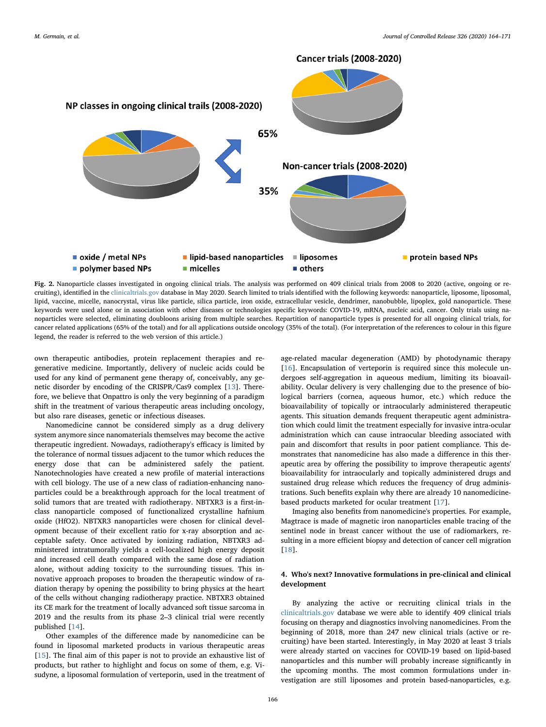NP classes in ongoing clinical trails (2008-2020)

Cancer trials (2008-2020)

65%

Non-cancer trials (2008-2020)

35%

oxide / metal NPs
lipid-based nanoparticles
liposomes
protein based NPs
polymer based NPs
micelles
others

**Fig. 2.** Nanoparticle classes investigated in ongoing clinical trials. The analysis was performed on 409 clinical trials from 2008 to 2020 (active, ongoing or recruiting), identified in the clinicaltrials.gov database in May 2020. Search limited to trials identified with the following keywords: nanoparticle, liposome, liposomal, lipid, vaccine, micelle, nanocrystal, virus like particle, silica particle, iron oxide, extracellular vesicle, dendrimer, nanobubble, lipoplex, gold nanoparticle. These keywords were used alone or in association with other diseases or technologies specific keywords: COVID-19, mRNA, nucleic acid, cancer. Only trials using nanoparticles were selected, eliminating doubloons arising from multiple searches. Repartition of nanoparticle types is presented for all ongoing clinical trials, for cancer related applications (65% of the total) and for all applications outside oncology (35% of the total). (For interpretation of the references to colour in this figure legend, the reader is referred to the web version of this article.)

own therapeutic antibodies, protein replacement therapies and regenerative medicine. Importantly, delivery of nucleic acids could be used for any kind of permanent gene therapy of, conceivably, any genetic disorder by encoding of the CRISPR/Cas9 complex [13]. Therefore, we believe that Onpattro is only the very beginning of a paradigm shift in the treatment of various therapeutic areas including oncology, but also rare diseases, genetic or infectious diseases.

Nanomedicine cannot be considered simply as a drug delivery system anymore since nanomaterials themselves may become the active therapeutic ingredient. Nowadays, radiotherapy's efficacy is limited by the tolerance of normal tissues adjacent to the tumor which reduces the energy dose that can be administered safely the patient. Nanotechnologies have created a new profile of material interactions with cell biology. The use of a new class of radiation-enhancing nanoparticles could be a breakthrough approach for the local treatment of solid tumors that are treated with radiotherapy. NBTXR3 is a first-in-class nanoparticle composed of functionalized crystalline hafnium oxide ($HfO_2$). NBTXR3 nanoparticles were chosen for clinical development because of their excellent ratio for x-ray absorption and acceptable safety. Once activated by ionizing radiation, NBTXR3 administered intratumorally yields a cell-localized high energy deposit and increased cell death compared with the same dose of radiation alone, without adding toxicity to the surrounding tissues. This innovative approach proposes to broaden the therapeutic window of radiation therapy by opening the possibility to bring physics at the heart of the cells without changing radiotherapy practice. NBTXR3 obtained its CE mark for the treatment of locally advanced soft tissue sarcoma in 2019 and the results from its phase 2–3 clinical trial were recently published [14].

Other examples of the difference made by nanomedicine can be found in liposomal marketed products in various therapeutic areas [15]. The final aim of this paper is not to provide an exhaustive list of products, but rather to highlight and focus on some of them, e.g. Visudyne, a liposomal formulation of verteporin, used in the treatment of age-related macular degeneration (AMD) by photodynamic therapy [16]. Encapsulation of verteporin is required since this molecule undergoes self-aggregation in aqueous medium, limiting its bioavailability. Ocular delivery is very challenging due to the presence of biological barriers (cornea, aqueous humor, etc.) which reduce the bioavailability of topically or intraocularly administered therapeutic agents. This situation demands frequent therapeutic agent administration which could limit the treatment especially for invasive intra-ocular administration which can cause intraocular bleeding associated with pain and discomfort that results in poor patient compliance. This demonstrates that nanomedicine has also made a difference in this therapeutic area by offering the possibility to improve therapeutic agents' bioavailability for intraocularly and topically administered drugs and sustained drug release which reduces the frequency of drug administrations. Such benefits explain why there are already 10 nanomedicine-based products marketed for ocular treatment [17].

Imaging also benefits from nanomedicine's properties. For example, Magtrace is made of magnetic iron nanoparticles enable tracing of the sentinel node in breast cancer without the use of radiomarkers, resulting in a more efficient biopsy and detection of cancer cell migration [18].

## 4. Who's next? Innovative formulations in pre-clinical and clinical development

By analyzing the active or recruiting clinical trials in the clinicaltrials.gov database we were able to identify 409 clinical trials focusing on therapy and diagnostics involving nanomedicines. From the beginning of 2018, more than 247 new clinical trials (active or recruiting) have been started. Interestingly, in May 2020 at least 3 trials were already started on vaccines for COVID-19 based on lipid-based nanoparticles and this number will probably increase significantly in the upcoming months. The most common formulations under investigation are still liposomes and protein based-nanoparticles, e.g.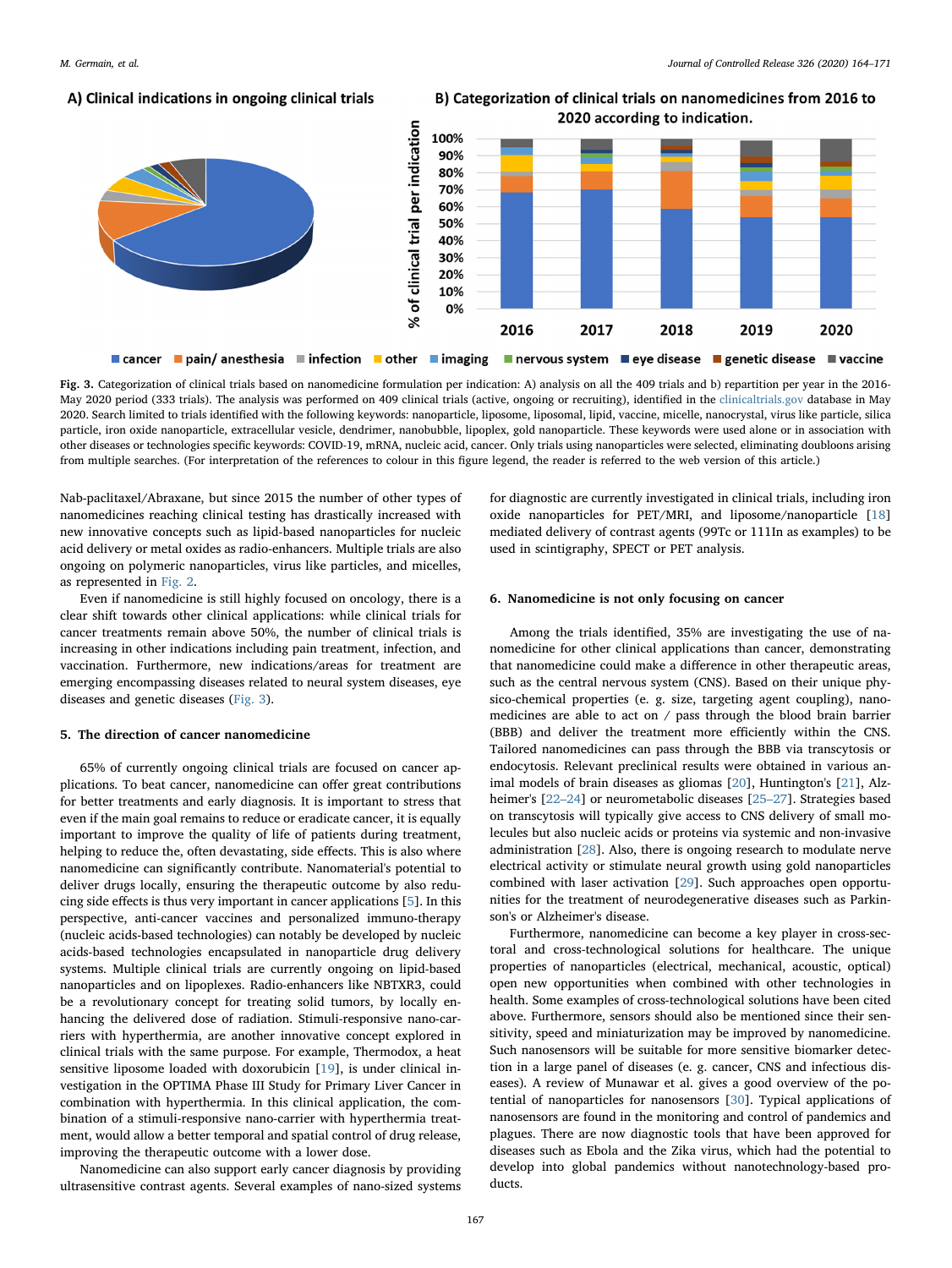A) Clinical indications in ongoing clinical trials

B) Categorization of clinical trials on nanomedicines from 2016 to 2020 according to indication.

% of clinical trial per indication

100%
90%
80%
70%
60%
50%
40%
30%
20%
10%
0%

2016 2017 2018 2019 2020

cancer pain/ anesthesia infection other imaging nervous system eye disease genetic disease vaccine

**Fig. 3.** Categorization of clinical trials based on nanomedicine formulation per indication: A) analysis on all the 409 trials and b) repartition per year in the 2016-May 2020 period (333 trials). The analysis was performed on 409 clinical trials (active, ongoing or recruiting), identified in the clinicaltrials.gov database in May 2020. Search limited to trials identified with the following keywords: nanoparticle, liposome, liposomal, lipid, vaccine, micelle, nanocrystal, virus like particle, silica particle, iron oxide nanoparticle, extracellular vesicle, dendrimer, nanobubble, lipoplex, gold nanoparticle. These keywords were used alone or in association with other diseases or technologies specific keywords: COVID-19, mRNA, nucleic acid, cancer. Only trials using nanoparticles were selected, eliminating doubloons arising from multiple searches. (For interpretation of the references to colour in this figure legend, the reader is referred to the web version of this article.)

Nab-paclitaxel/Abraxane, but since 2015 the number of other types of nanomedicines reaching clinical testing has drastically increased with new innovative concepts such as lipid-based nanoparticles for nucleic acid delivery or metal oxides as radio-enhancers. Multiple trials are also ongoing on polymeric nanoparticles, virus like particles, and micelles, as represented in Fig. 2.

Even if nanomedicine is still highly focused on oncology, there is a clear shift towards other clinical applications: while clinical trials for cancer treatments remain above 50%, the number of clinical trials is increasing in other indications including pain treatment, infection, and vaccination. Furthermore, new indications/areas for treatment are emerging encompassing diseases related to neural system diseases, eye diseases and genetic diseases (Fig. 3).

## 5. The direction of cancer nanomedicine

65% of currently ongoing clinical trials are focused on cancer applications. To beat cancer, nanomedicine can offer great contributions for better treatments and early diagnosis. It is important to stress that even if the main goal remains to reduce or eradicate cancer, it is equally important to improve the quality of life of patients during treatment, helping to reduce the, often devastating, side effects. This is also where nanomedicine can significantly contribute. Nanomaterial's potential to deliver drugs locally, ensuring the therapeutic outcome by also reducing side effects is thus very important in cancer applications [5]. In this perspective, anti-cancer vaccines and personalized immuno-therapy (nucleic acids-based technologies) can notably be developed by nucleic acids-based technologies encapsulated in nanoparticle drug delivery systems. Multiple clinical trials are currently ongoing on lipid-based nanoparticles and on lipoplexes. Radio-enhancers like NBTXR3, could be a revolutionary concept for treating solid tumors, by locally enhancing the delivered dose of radiation. Stimuli-responsive nano-carriers with hyperthermia, are another innovative concept explored in clinical trials with the same purpose. For example, Thermodox, a heat sensitive liposome loaded with doxorubicin [19], is under clinical investigation in the OPTIMA Phase III Study for Primary Liver Cancer in combination with hyperthermia. In this clinical application, the combination of a stimuli-responsive nano-carrier with hyperthermia treatment, would allow a better temporal and spatial control of drug release, improving the therapeutic outcome with a lower dose.

Nanomedicine can also support early cancer diagnosis by providing ultrasensitive contrast agents. Several examples of nano-sized systems for diagnostic are currently investigated in clinical trials, including iron oxide nanoparticles for PET/MRI, and liposome/nanoparticle [18] mediated delivery of contrast agents (99Tc or 111In as examples) to be used in scintigraphy, SPECT or PET analysis.

## 6. Nanomedicine is not only focusing on cancer

Among the trials identified, 35% are investigating the use of nanomedicine for other clinical applications than cancer, demonstrating that nanomedicine could make a difference in other therapeutic areas, such as the central nervous system (CNS). Based on their unique physico-chemical properties (e. g. size, targeting agent coupling), nanomedicines are able to act on / pass through the blood brain barrier (BBB) and deliver the treatment more efficiently within the CNS. Tailored nanomedicines can pass through the BBB via transcytosis or endocytosis. Relevant preclinical results were obtained in various animal models of brain diseases as gliomas [20], Huntington's [21], Alzheimer's [22–24] or neurometabolic diseases [25–27]. Strategies based on transcytosis will typically give access to CNS delivery of small molecules but also nucleic acids or proteins via systemic and non-invasive administration [28]. Also, there is ongoing research to modulate nerve electrical activity or stimulate neural growth using gold nanoparticles combined with laser activation [29]. Such approaches open opportunities for the treatment of neurodegenerative diseases such as Parkinson's or Alzheimer's disease.

Furthermore, nanomedicine can become a key player in cross-sectoral and cross-technological solutions for healthcare. The unique properties of nanoparticles (electrical, mechanical, acoustic, optical) open new opportunities when combined with other technologies in health. Some examples of cross-technological solutions have been cited above. Furthermore, sensors should also be mentioned since their sensitivity, speed and miniaturization may be improved by nanomedicine. Such nanosensors will be suitable for more sensitive biomarker detection in a large panel of diseases (e. g. cancer, CNS and infectious diseases). A review of Munawar et al. gives a good overview of the potential of nanoparticles for nanosensors [30]. Typical applications of nanosensors are found in the monitoring and control of pandemics and plagues. There are now diagnostic tools that have been approved for diseases such as Ebola and the Zika virus, which had the potential to develop into global pandemics without nanotechnology-based products.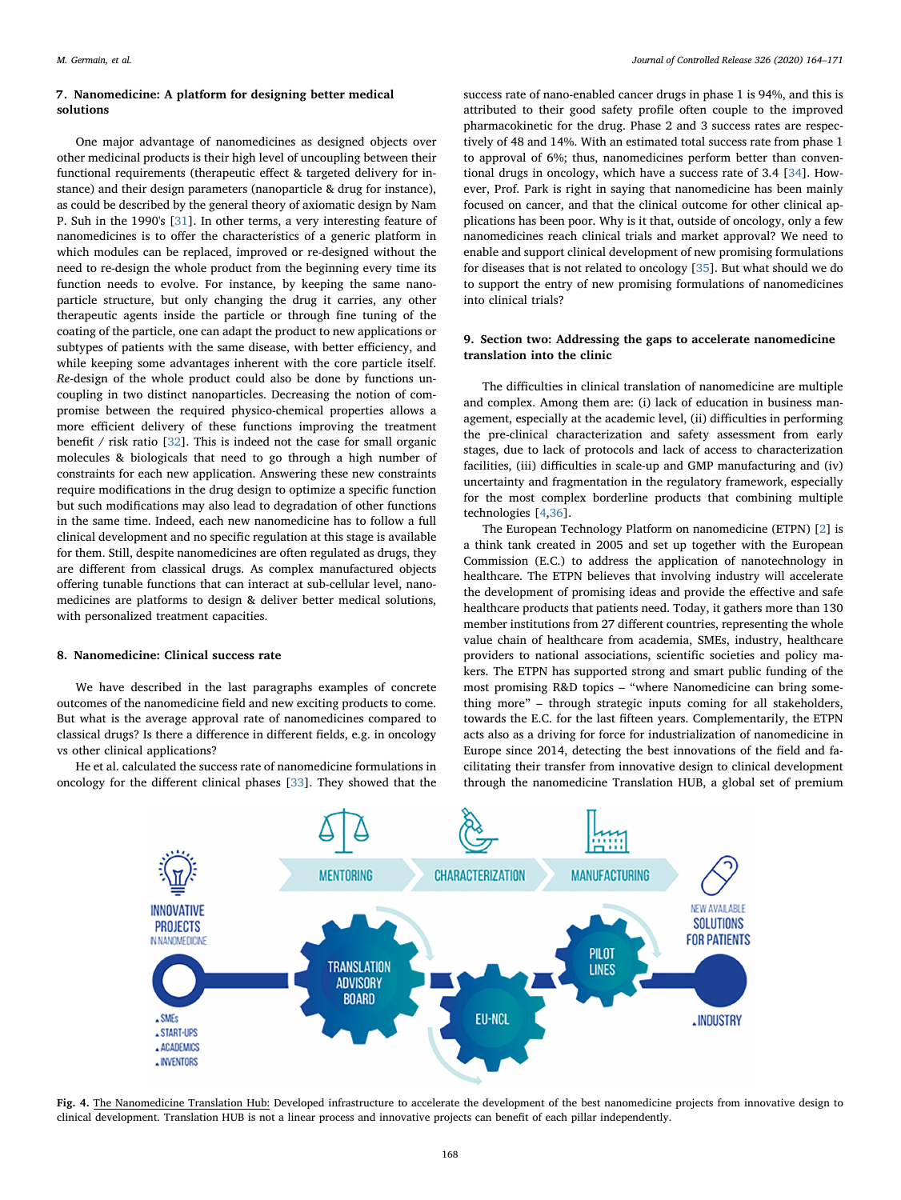## 7. Nanomedicine: A platform for designing better medical solutions

One major advantage of nanomedicines as designed objects over other medicinal products is their high level of uncoupling between their functional requirements (therapeutic effect & targeted delivery for instance) and their design parameters (nanoparticle & drug for instance), as could be described by the general theory of axiomatic design by Nam P. Suh in the 1990's [31]. In other terms, a very interesting feature of nanomedicines is to offer the characteristics of a generic platform in which modules can be replaced, improved or re-designed without the need to re-design the whole product from the beginning every time its function needs to evolve. For instance, by keeping the same nanoparticle structure, but only changing the drug it carries, any other therapeutic agents inside the particle or through fine tuning of the coating of the particle, one can adapt the product to new applications or subtypes of patients with the same disease, with better efficiency, and while keeping some advantages inherent with the core particle itself. *Re*-design of the whole product could also be done by functions uncoupling in two distinct nanoparticles. Decreasing the notion of compromise between the required physico-chemical properties allows a more efficient delivery of these functions improving the treatment benefit / risk ratio [32]. This is indeed not the case for small organic molecules & biologicals that need to go through a high number of constraints for each new application. Answering these new constraints require modifications in the drug design to optimize a specific function but such modifications may also lead to degradation of other functions in the same time. Indeed, each new nanomedicine has to follow a full clinical development and no specific regulation at this stage is available for them. Still, despite nanomedicines are often regulated as drugs, they are different from classical drugs. As complex manufactured objects offering tunable functions that can interact at sub-cellular level, nanomedicines are platforms to design & deliver better medical solutions, with personalized treatment capacities.

## 8. Nanomedicine: Clinical success rate

We have described in the last paragraphs examples of concrete outcomes of the nanomedicine field and new exciting products to come. But what is the average approval rate of nanomedicines compared to classical drugs? Is there a difference in different fields, e.g. in oncology vs other clinical applications?

He et al. calculated the success rate of nanomedicine formulations in oncology for the different clinical phases [33]. They showed that the success rate of nano-enabled cancer drugs in phase 1 is 94%, and this is attributed to their good safety profile often couple to the improved pharmacokinetic for the drug. Phase 2 and 3 success rates are respectively of 48 and 14%. With an estimated total success rate from phase 1 to approval of 6%; thus, nanomedicines perform better than conventional drugs in oncology, which have a success rate of 3.4 [34]. However, Prof. Park is right in saying that nanomedicine has been mainly focused on cancer, and that the clinical outcome for other clinical applications has been poor. Why is it that, outside of oncology, only a few nanomedicines reach clinical trials and market approval? We need to enable and support clinical development of new promising formulations for diseases that is not related to oncology [35]. But what should we do to support the entry of new promising formulations of nanomedicines into clinical trials?

## 9. Section two: Addressing the gaps to accelerate nanomedicine translation into the clinic

The difficulties in clinical translation of nanomedicine are multiple and complex. Among them are: (i) lack of education in business management, especially at the academic level, (ii) difficulties in performing the pre-clinical characterization and safety assessment from early stages, due to lack of protocols and lack of access to characterization facilities, (iii) difficulties in scale-up and GMP manufacturing and (iv) uncertainty and fragmentation in the regulatory framework, especially for the most complex borderline products that combining multiple technologies [4,36].

The European Technology Platform on nanomedicine (ETPN) [2] is a think tank created in 2005 and set up together with the European Commission (E.C.) to address the application of nanotechnology in healthcare. The ETPN believes that involving industry will accelerate the development of promising ideas and provide the effective and safe healthcare products that patients need. Today, it gathers more than 130 member institutions from 27 different countries, representing the whole value chain of healthcare from academia, SMEs, industry, healthcare providers to national associations, scientific societies and policy makers. The ETPN has supported strong and smart public funding of the most promising R&D topics – "where Nanomedicine can bring something more" – through strategic inputs coming for all stakeholders, towards the E.C. for the last fifteen years. Complementarily, the ETPN acts also as a driving for force for industrialization of nanomedicine in Europe since 2014, detecting the best innovations of the field and facilitating their transfer from innovative design to clinical development through the nanomedicine Translation HUB, a global set of premium

INNOVATIVE PROJECTS IN NANOMEDICINE
SMEs
START-UPS
ACADEMICS
INVENTORS
MENTORING
CHARACTERIZATION
MANUFACTURING
TRANSLATION ADVISORY BOARD
EU-NCL
PILOT LINES
NEW AVAILABLE SOLUTIONS FOR PATIENTS
INDUSTRY

**Fig. 4.** The Nanomedicine Translation Hub: Developed infrastructure to accelerate the development of the best nanomedicine projects from innovative design to clinical development. Translation HUB is not a linear process and innovative projects can benefit of each pillar independently.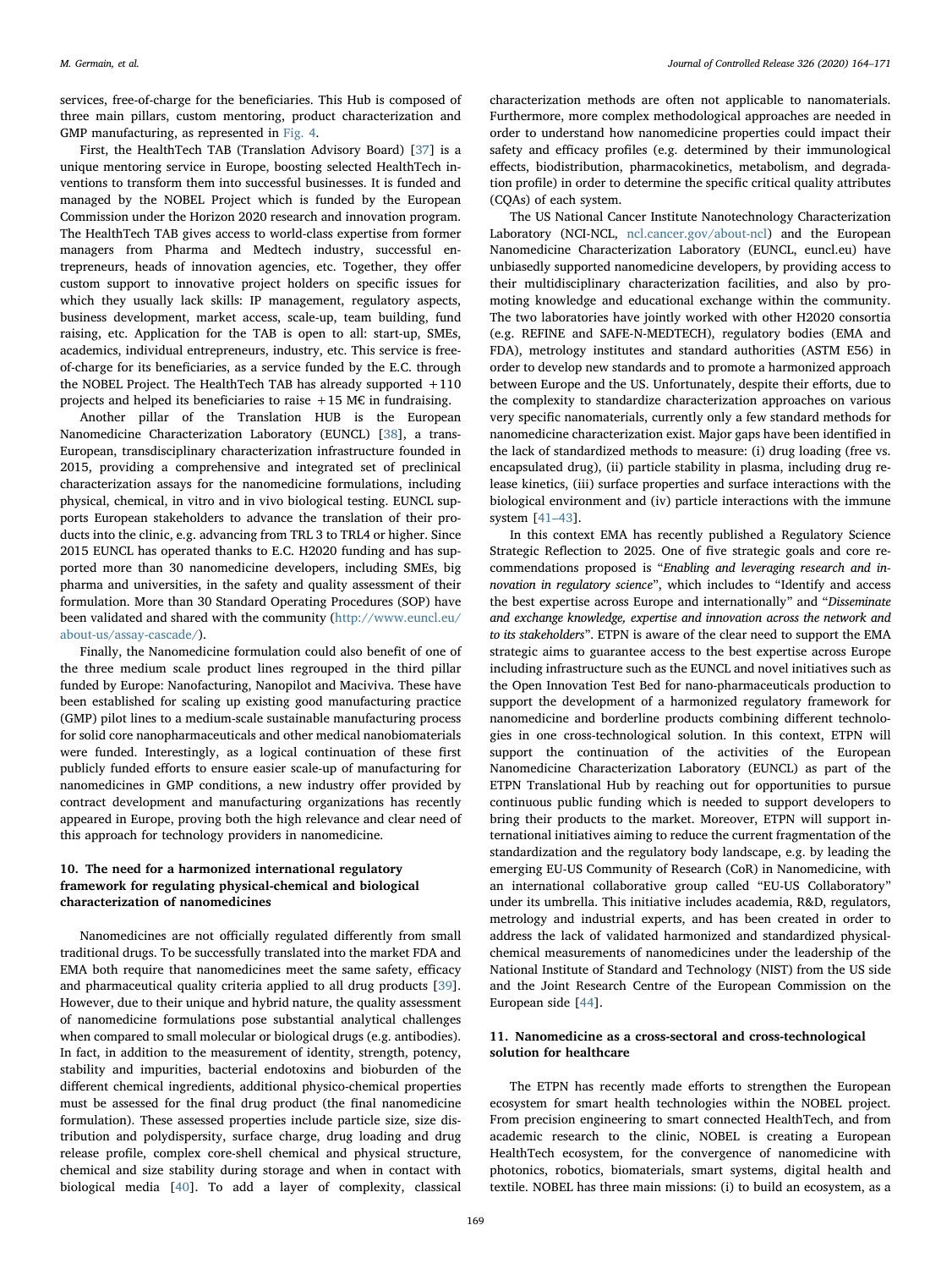services, free-of-charge for the beneficiaries. This Hub is composed of three main pillars, custom mentoring, product characterization and GMP manufacturing, as represented in Fig. 4.

First, the HealthTech TAB (Translation Advisory Board) [37] is a unique mentoring service in Europe, boosting selected HealthTech inventions to transform them into successful businesses. It is funded and managed by the NOBEL Project which is funded by the European Commission under the Horizon 2020 research and innovation program. The HealthTech TAB gives access to world-class expertise from former managers from Pharma and Medtech industry, successful entrepreneurs, heads of innovation agencies, etc. Together, they offer custom support to innovative project holders on specific issues for which they usually lack skills: IP management, regulatory aspects, business development, market access, scale-up, team building, fund raising, etc. Application for the TAB is open to all: start-up, SMEs, academics, individual entrepreneurs, industry, etc. This service is free-of-charge for its beneficiaries, as a service funded by the E.C. through the NOBEL Project. The HealthTech TAB has already supported +110 projects and helped its beneficiaries to raise +15 M€ in fundraising.

Another pillar of the Translation HUB is the European Nanomedicine Characterization Laboratory (EUNCL) [38], a trans-European, transdisciplinary characterization infrastructure founded in 2015, providing a comprehensive and integrated set of preclinical characterization assays for the nanomedicine formulations, including physical, chemical, in vitro and in vivo biological testing. EUNCL supports European stakeholders to advance the translation of their products into the clinic, e.g. advancing from TRL 3 to TRL4 or higher. Since 2015 EUNCL has operated thanks to E.C. H2020 funding and has supported more than 30 nanomedicine developers, including SMEs, big pharma and universities, in the safety and quality assessment of their formulation. More than 30 Standard Operating Procedures (SOP) have been validated and shared with the community (http://www.euncl.eu/about-us/assay-cascade/).

Finally, the Nanomedicine formulation could also benefit of one of the three medium scale product lines regrouped in the third pillar funded by Europe: Nanofacturing, Nanopilot and Maciviva. These have been established for scaling up existing good manufacturing practice (GMP) pilot lines to a medium-scale sustainable manufacturing process for solid core nanopharmaceuticals and other medical nanobiomaterials were funded. Interestingly, as a logical continuation of these first publicly funded efforts to ensure easier scale-up of manufacturing for nanomedicines in GMP conditions, a new industry offer provided by contract development and manufacturing organizations has recently appeared in Europe, proving both the high relevance and clear need of this approach for technology providers in nanomedicine.

## 10. The need for a harmonized international regulatory framework for regulating physical-chemical and biological characterization of nanomedicines

Nanomedicines are not officially regulated differently from small traditional drugs. To be successfully translated into the market FDA and EMA both require that nanomedicines meet the same safety, efficacy and pharmaceutical quality criteria applied to all drug products [39]. However, due to their unique and hybrid nature, the quality assessment of nanomedicine formulations pose substantial analytical challenges when compared to small molecular or biological drugs (e.g. antibodies). In fact, in addition to the measurement of identity, strength, potency, stability and impurities, bacterial endotoxins and bioburden of the different chemical ingredients, additional physico-chemical properties must be assessed for the final drug product (the final nanomedicine formulation). These assessed properties include particle size, size distribution and polydispersity, surface charge, drug loading and drug release profile, complex core-shell chemical and physical structure, chemical and size stability during storage and when in contact with biological media [40]. To add a layer of complexity, classical characterization methods are often not applicable to nanomaterials. Furthermore, more complex methodological approaches are needed in order to understand how nanomedicine properties could impact their safety and efficacy profiles (e.g. determined by their immunological effects, biodistribution, pharmacokinetics, metabolism, and degradation profile) in order to determine the specific critical quality attributes (CQAs) of each system.

The US National Cancer Institute Nanotechnology Characterization Laboratory (NCI-NCL, ncl.cancer.gov/about-ncl) and the European Nanomedicine Characterization Laboratory (EUNCL, euncl.eu) have unbiasedly supported nanomedicine developers, by providing access to their multidisciplinary characterization facilities, and also by promoting knowledge and educational exchange within the community. The two laboratories have jointly worked with other H2020 consortia (e.g. REFINE and SAFE-N-MEDTECH), regulatory bodies (EMA and FDA), metrology institutes and standard authorities (ASTM E56) in order to develop new standards and to promote a harmonized approach between Europe and the US. Unfortunately, despite their efforts, due to the complexity to standardize characterization approaches on various very specific nanomaterials, currently only a few standard methods for nanomedicine characterization exist. Major gaps have been identified in the lack of standardized methods to measure: (i) drug loading (free vs. encapsulated drug), (ii) particle stability in plasma, including drug release kinetics, (iii) surface properties and surface interactions with the biological environment and (iv) particle interactions with the immune system [41–43].

In this context EMA has recently published a Regulatory Science Strategic Reflection to 2025. One of five strategic goals and core recommendations proposed is "*Enabling and leveraging research and innovation in regulatory science*", which includes to "Identify and access the best expertise across Europe and internationally" and "*Disseminate and exchange knowledge, expertise and innovation across the network and to its stakeholders*". ETPN is aware of the clear need to support the EMA strategic aims to guarantee access to the best expertise across Europe including infrastructure such as the EUNCL and novel initiatives such as the Open Innovation Test Bed for nano-pharmaceuticals production to support the development of a harmonized regulatory framework for nanomedicine and borderline products combining different technologies in one cross-technological solution. In this context, ETPN will support the continuation of the activities of the European Nanomedicine Characterization Laboratory (EUNCL) as part of the ETPN Translational Hub by reaching out for opportunities to pursue continuous public funding which is needed to support developers to bring their products to the market. Moreover, ETPN will support international initiatives aiming to reduce the current fragmentation of the standardization and the regulatory body landscape, e.g. by leading the emerging EU-US Community of Research (CoR) in Nanomedicine, with an international collaborative group called "EU-US Collaboratory" under its umbrella. This initiative includes academia, R&D, regulators, metrology and industrial experts, and has been created in order to address the lack of validated harmonized and standardized physical-chemical measurements of nanomedicines under the leadership of the National Institute of Standard and Technology (NIST) from the US side and the Joint Research Centre of the European Commission on the European side [44].

## 11. Nanomedicine as a cross-sectoral and cross-technological solution for healthcare

The ETPN has recently made efforts to strengthen the European ecosystem for smart health technologies within the NOBEL project. From precision engineering to smart connected HealthTech, and from academic research to the clinic, NOBEL is creating a European HealthTech ecosystem, for the convergence of nanomedicine with photonics, robotics, biomaterials, smart systems, digital health and textile. NOBEL has three main missions: (i) to build an ecosystem, as a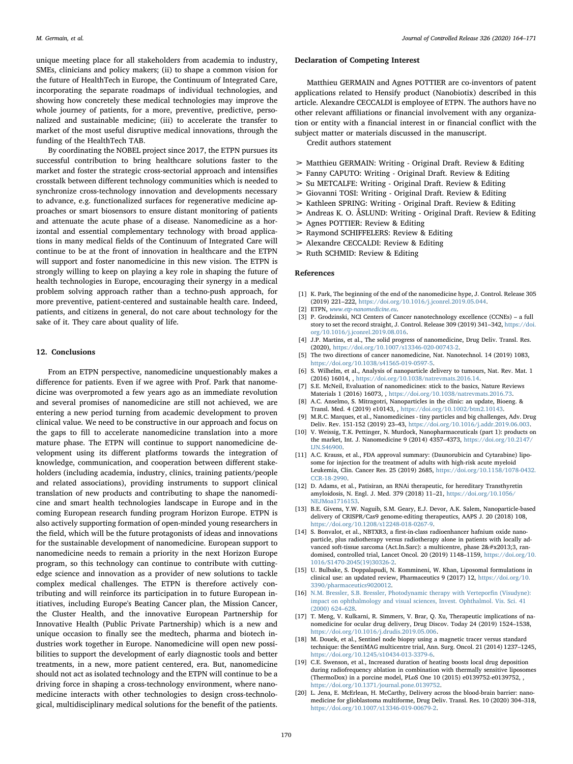unique meeting place for all stakeholders from academia to industry, SMEs, clinicians and policy makers; (ii) to shape a common vision for the future of HealthTech in Europe, the Continuum of Integrated Care, incorporating the separate roadmaps of individual technologies, and showing how concretely these medical technologies may improve the whole journey of patients, for a more, preventive, predictive, personalized and sustainable medicine; (iii) to accelerate the transfer to market of the most useful disruptive medical innovations, through the funding of the HealthTech TAB.

By coordinating the NOBEL project since 2017, the ETPN pursues its successful contribution to bring healthcare solutions faster to the market and foster the strategic cross-sectorial approach and intensifies crosstalk between different technology communities which is needed to synchronize cross-technology innovation and developments necessary to advance, e.g. functionalized surfaces for regenerative medicine approaches or smart biosensors to ensure distant monitoring of patients and attenuate the acute phase of a disease. Nanomedicine as a horizontal and essential complementary technology with broad applications in many medical fields of the Continuum of Integrated Care will continue to be at the front of innovation in healthcare and the ETPN will support and foster nanomedicine in this new vision. The ETPN is strongly willing to keep on playing a key role in shaping the future of health technologies in Europe, encouraging their synergy in a medical problem solving approach rather than a techno-push approach, for more preventive, patient-centered and sustainable health care. Indeed, patients, and citizens in general, do not care about technology for the sake of it. They care about quality of life.

## 12. Conclusions

From an ETPN perspective, nanomedicine unquestionably makes a difference for patients. Even if we agree with Prof. Park that nanomedicine was overpromoted a few years ago as an immediate revolution and several promises of nanomedicine are still not achieved, we are entering a new period turning from academic development to proven clinical value. We need to be constructive in our approach and focus on the gaps to fill to accelerate nanomedicine translation into a more mature phase. The ETPN will continue to support nanomedicine development using its different platforms towards the integration of knowledge, communication, and cooperation between different stakeholders (including academia, industry, clinics, training patients/people and related associations), providing instruments to support clinical translation of new products and contributing to shape the nanomedicine and smart health technologies landscape in Europe and in the coming European research funding program Horizon Europe. ETPN is also actively supporting formation of open-minded young researchers in the field, which will be the future protagonists of ideas and innovations for the sustainable development of nanomedicine. European support to nanomedicine needs to remain a priority in the next Horizon Europe program, so this technology can continue to contribute with cutting-edge science and innovation as a provider of new solutions to tackle complex medical challenges. The ETPN is therefore actively contributing and will reinforce its participation in to future European initiatives, including Europe's Beating Cancer plan, the Mission Cancer, the Cluster Health, and the innovative European Partnership for Innovative Health (Public Private Partnership) which is a new and unique occasion to finally see the medtech, pharma and biotech industries work together in Europe. Nanomedicine will open new possibilities to support the development of early diagnostic tools and better treatments, in a new, more patient centered, era. But, nanomedicine should not act as isolated technology and the ETPN will continue to be a driving force in shaping a cross-technology environment, where nanomedicine interacts with other technologies to design cross-technological, multidisciplinary medical solutions for the benefit of the patients.

### Declaration of Competing Interest

Matthieu GERMAIN and Agnes POTTIER are co-inventors of patent applications related to Hensify product (Nanobiotix) described in this article. Alexandre CECCALDI is employee of ETPN. The authors have no other relevant affiliations or financial involvement with any organization or entity with a financial interest in or financial conflict with the subject matter or materials discussed in the manuscript.

Credit authors statement

- ➢ Matthieu GERMAIN: Writing - Original Draft. Review & Editing
- ➢ Fanny CAPUTO: Writing - Original Draft. Review & Editing
- ➢ Su METCALFE: Writing - Original Draft. Review & Editing
- ➢ Giovanni TOSI: Writing - Original Draft. Review & Editing
- ➢ Kathleen SPRING: Writing - Original Draft. Review & Editing
- ➢ Andreas K. O. ÅSLUND: Writing - Original Draft. Review & Editing
- ➢ Agnes POTTIER: Review & Editing
- ➢ Raymond SCHIFFELERS: Review & Editing
- ➢ Alexandre CECCALDI: Review & Editing
- ➢ Ruth SCHMID: Review & Editing

### References

[1] K. Park, The beginning of the end of the nanomedicine hype, J. Control. Release 305 (2019) 221–222, https://doi.org/10.1016/j.jconrel.2019.05.044.

[2] ETPN, www.etp-nanomedicine.eu.

[3] P. Grodzinski, NCI Centers of Cancer nanotechnology excellence (CCNEs) – a full story to set the record straight, J. Control. Release 309 (2019) 341–342, https://doi.org/10.1016/j.jconrel.2019.08.016.

[4] J.P. Martins, et al., The solid progress of nanomedicine, Drug Deliv. Transl. Res. (2020), https://doi.org/10.1007/s13346-020-00743-2.

[5] The two directions of cancer nanomedicine, Nat. Nanotechnol. 14 (2019) 1083, https://doi.org/10.1038/s41565-019-0597-5.

[6] S. Wilhelm, et al., Analysis of nanoparticle delivery to tumours, Nat. Rev. Mat. 1 (2016) 16014, , https://doi.org/10.1038/natrevmats.2016.14.

[7] S.E. McNeil, Evaluation of nanomedicines: stick to the basics, Nature Reviews Materials 1 (2016) 16073, , https://doi.org/10.1038/natrevmats.2016.73.

[8] A.C. Anselmo, S. Mitragotri, Nanoparticles in the clinic: an update, Bioeng. & Transl. Med. 4 (2019) e10143, , https://doi.org/10.1002/btm2.10143.

[9] M.R.C. Marques, et al., Nanomedicines - tiny particles and big challenges, Adv. Drug Deliv. Rev. 151-152 (2019) 23–43, https://doi.org/10.1016/j.addr.2019.06.003.

[10] V. Weissig, T.K. Pettinger, N. Murdock, Nanopharmaceuticals (part 1): products on the market, Int. J. Nanomedicine 9 (2014) 4357–4373, https://doi.org/10.2147/IJN.S46900.

[11] A.C. Krauss, et al., FDA approval summary: (Daunorubicin and Cytarabine) liposome for injection for the treatment of adults with high-risk acute myeloid Leukemia, Clin. Cancer Res. 25 (2019) 2685, https://doi.org/10.1158/1078-0432.CCR-18-2990.

[12] D. Adams, et al., Patisiran, an RNAi therapeutic, for hereditary Transthyretin amyloidosis, N. Engl. J. Med. 379 (2018) 11–21, https://doi.org/10.1056/NEJMoa1716153.

[13] B.E. Givens, Y.W. Naguib, S.M. Geary, E.J. Devor, A.K. Salem, Nanoparticle-based delivery of CRISPR/Cas9 genome-editing therapeutics, AAPS J. 20 (2018) 108, https://doi.org/10.1208/s12248-018-0267-9.

[14] S. Bonvalot, et al., NBTXR3, a first-in-class radioenhancer hafnium oxide nanoparticle, plus radiotherapy versus radiotherapy alone in patients with locally advanced soft-tissue sarcoma (Act.In.Sarc): a multicentre, phase 2&#x2013;3, randomised, controlled trial, Lancet Oncol. 20 (2019) 1148–1159, https://doi.org/10.1016/S1470-2045(19)30326-2.

[15] U. Bulbake, S. Doppalapudi, N. Kommineni, W. Khan, Liposomal formulations in clinical use: an updated review, Pharmaceutics 9 (2017) 12, https://doi.org/10.3390/pharmaceutics9020012.

[16] N.M. Bressler, S.B. Bressler, Photodynamic therapy with Verteporfin (Visudyne): impact on ophthalmology and visual sciences, Invest. Ophthalmol. Vis. Sci. 41 (2000) 624–628.

[17] T. Meng, V. Kulkarni, R. Simmers, V. Brar, Q. Xu, Therapeutic implications of nanomedicine for ocular drug delivery, Drug Discov. Today 24 (2019) 1524–1538, https://doi.org/10.1016/j.drudis.2019.05.006.

[18] M. Douek, et al., Sentinel node biopsy using a magnetic tracer versus standard technique: the SentiMAG multicentre trial, Ann. Surg. Oncol. 21 (2014) 1237–1245, https://doi.org/10.1245/s10434-013-3379-6.

[19] C.E. Swenson, et al., Increased duration of heating boosts local drug deposition during radiofrequency ablation in combination with thermally sensitive liposomes (ThermoDox) in a porcine model, PLoS One 10 (2015) e0139752-e0139752, , https://doi.org/10.1371/journal.pone.0139752.

[20] L. Jena, E. McErlean, H. McCarthy, Delivery across the blood-brain barrier: nanomedicine for glioblastoma multiforme, Drug Deliv. Transl. Res. 10 (2020) 304–318, https://doi.org/10.1007/s13346-019-00679-2.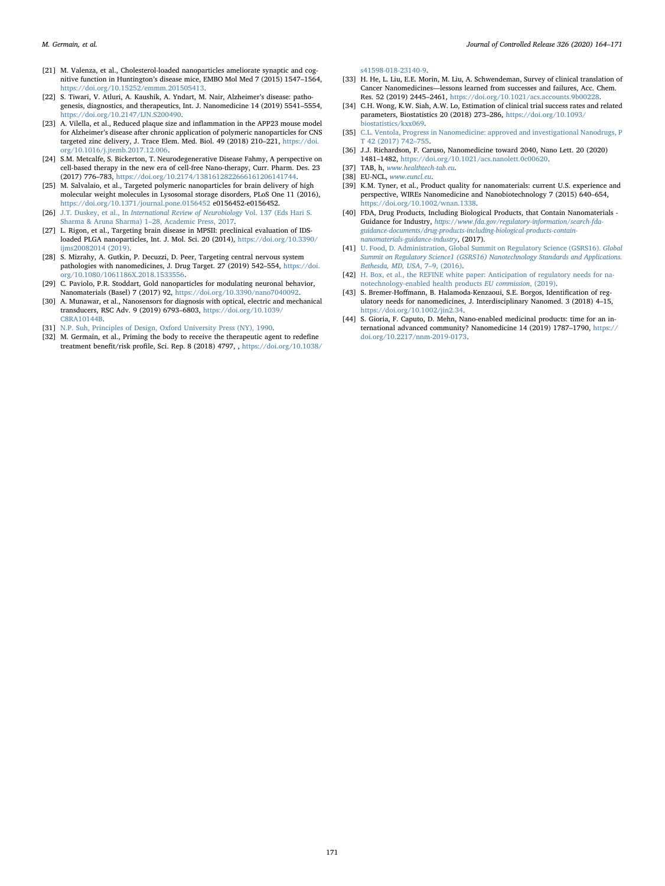[21] M. Valenza, et al., Cholesterol-loaded nanoparticles ameliorate synaptic and cognitive function in Huntington's disease mice, EMBO Mol Med 7 (2015) 1547–1564, https://doi.org/10.15252/emmm.201505413.

[22] S. Tiwari, V. Atluri, A. Kaushik, A. Yndart, M. Nair, Alzheimer's disease: pathogenesis, diagnostics, and therapeutics, Int. J. Nanomedicine 14 (2019) 5541–5554, https://doi.org/10.2147/IJN.S200490.

[23] A. Vilella, et al., Reduced plaque size and inflammation in the APP23 mouse model for Alzheimer's disease after chronic application of polymeric nanoparticles for CNS targeted zinc delivery, J. Trace Elem. Med. Biol. 49 (2018) 210–221, https://doi.org/10.1016/j.jtemb.2017.12.006.

[24] S.M. Metcalfe, S. Bickerton, T. Neurodegenerative Disease Fahmy, A perspective on cell-based therapy in the new era of cell-free Nano-therapy, Curr. Pharm. Des. 23 (2017) 776–783, https://doi.org/10.2174/1381612822666161206141744.

[25] M. Salvalaio, et al., Targeted polymeric nanoparticles for brain delivery of high molecular weight molecules in Lysosomal storage disorders, PLoS One 11 (2016), https://doi.org/10.1371/journal.pone.0156452 e0156452-e0156452.

[26] J.T. Duskey, et al., In *International Review of Neurobiology* Vol. 137 (Eds Hari S. Sharma & Aruna Sharma) 1–28, Academic Press, 2017.

[27] L. Rigon, et al., Targeting brain disease in MPSII: preclinical evaluation of IDS-loaded PLGA nanoparticles, Int. J. Mol. Sci. 20 (2014), https://doi.org/10.3390/ijms20082014 (2019).

[28] S. Mizrahy, A. Gutkin, P. Decuzzi, D. Peer, Targeting central nervous system pathologies with nanomedicines, J. Drug Target. 27 (2019) 542–554, https://doi.org/10.1080/1061186X.2018.1533556.

[29] C. Paviolo, P.R. Stoddart, Gold nanoparticles for modulating neuronal behavior, Nanomaterials (Basel) 7 (2017) 92, https://doi.org/10.3390/nano7040092.

[30] A. Munawar, et al., Nanosensors for diagnosis with optical, electric and mechanical transducers, RSC Adv. 9 (2019) 6793–6803, https://doi.org/10.1039/C8RA10144B.

[31] N.P. Suh, Principles of Design, Oxford University Press (NY), 1990.

[32] M. Germain, et al., Priming the body to receive the therapeutic agent to redefine treatment benefit/risk profile, Sci. Rep. 8 (2018) 4797, , https://doi.org/10.1038/s41598-018-23140-9.

[33] H. He, L. Liu, E.E. Morin, M. Liu, A. Schwendeman, Survey of clinical translation of Cancer Nanomedicines—lessons learned from successes and failures, Acc. Chem. Res. 52 (2019) 2445–2461, https://doi.org/10.1021/acs.accounts.9b00228.

[34] C.H. Wong, K.W. Siah, A.W. Lo, Estimation of clinical trial success rates and related parameters, Biostatistics 20 (2018) 273–286, https://doi.org/10.1093/biostatistics/kxx069.

[35] C.L. Ventola, Progress in Nanomedicine: approved and investigational Nanodrugs, P T 42 (2017) 742–755.

[36] J.J. Richardson, F. Caruso, Nanomedicine toward 2040, Nano Lett. 20 (2020) 1481–1482, https://doi.org/10.1021/acs.nanolett.0c00620.

[37] TAB, h, *www.healthtech-tab.eu*.

[38] EU-NCL, *www.euncl.eu*.

[39] K.M. Tyner, et al., Product quality for nanomaterials: current U.S. experience and perspective, WIREs Nanomedicine and Nanobiotechnology 7 (2015) 640–654, https://doi.org/10.1002/wnan.1338.

[40] FDA, Drug Products, Including Biological Products, that Contain Nanomaterials - Guidance for Industry, *https://www.fda.gov/regulatory-information/search-fda-guidance-documents/drug-products-including-biological-products-contain-nanomaterials-guidance-industry*, (2017).

[41] U. Food, D. Administration, Global Summit on Regulatory Science (GSRS16). *Global Summit on Regulatory Science1 (GSRS16) Nanotechnology Standards and Applications. Bethesda, MD, USA*, 7–9, (2016).

[42] H. Box, et al., the REFINE white paper: Anticipation of regulatory needs for nanotechnology-enabled health products *EU commission*, (2019).

[43] S. Bremer-Hoffmann, B. Halamoda-Kenzaoui, S.E. Borgos, Identification of regulatory needs for nanomedicines, J. Interdisciplinary Nanomed. 3 (2018) 4–15, https://doi.org/10.1002/jin2.34.

[44] S. Gioria, F. Caputo, D. Mehn, Nano-enabled medicinal products: time for an international advanced community? Nanomedicine 14 (2019) 1787–1790, https://doi.org/10.2217/nnm-2019-0173.